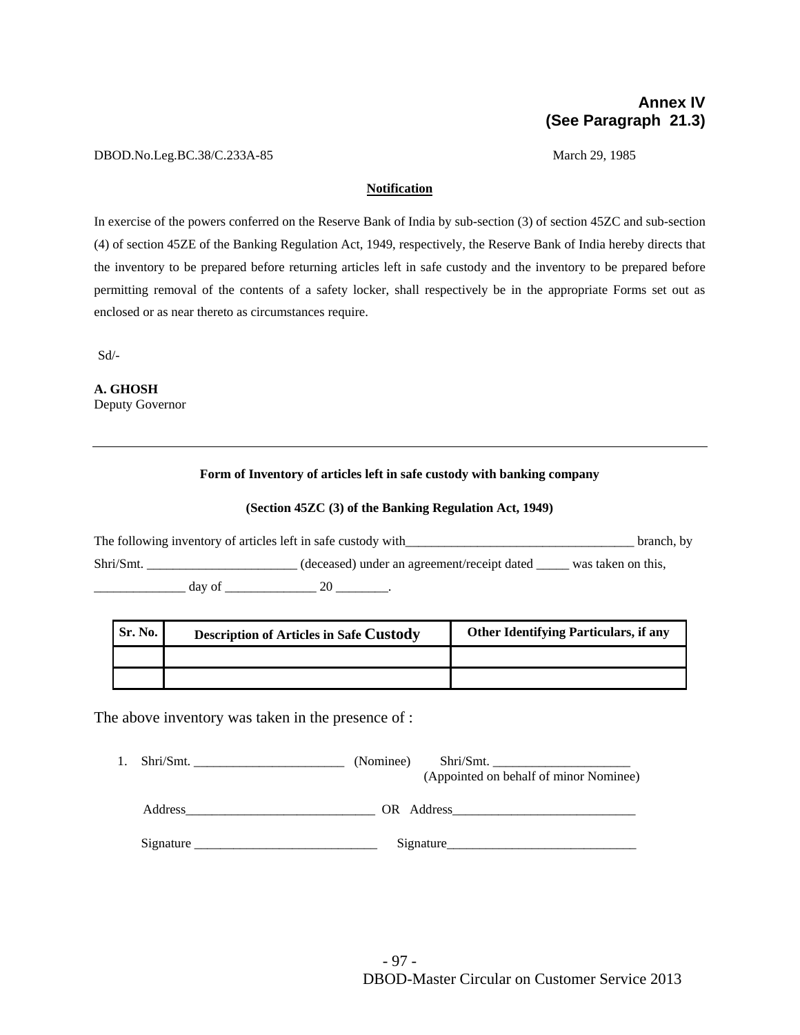**Annex IV**
**(See Paragraph 21.3)**

DBOD.No.Leg.BC.38/C.233A-85 March 29, 1985

**Notification**

In exercise of the powers conferred on the Reserve Bank of India by sub-section (3) of section 45ZC and sub-section (4) of section 45ZE of the Banking Regulation Act, 1949, respectively, the Reserve Bank of India hereby directs that the inventory to be prepared before returning articles left in safe custody and the inventory to be prepared before permitting removal of the contents of a safety locker, shall respectively be in the appropriate Forms set out as enclosed or as near thereto as circumstances require.

Sd/-

**A. GHOSH**
Deputy Governor

---

**Form of Inventory of articles left in safe custody with banking company**

**(Section 45ZC (3) of the Banking Regulation Act, 1949)**

The following inventory of articles left in safe custody with___________________________________ branch, by Shri/Smt. _______________________ (deceased) under an agreement/receipt dated _____ was taken on this, ______________ day of ______________ 20 ________.

| Sr. No. | Description of Articles in Safe Custody | Other Identifying Particulars, if any |
|---|---|---|
| | | |
| | | |

The above inventory was taken in the presence of :

1. Shri/Smt. _______________________ (Nominee) Shri/Smt. _____________________ (Appointed on behalf of minor Nominee)

   Address_____________________________ OR Address____________________________

   Signature ____________________________ Signature______________________________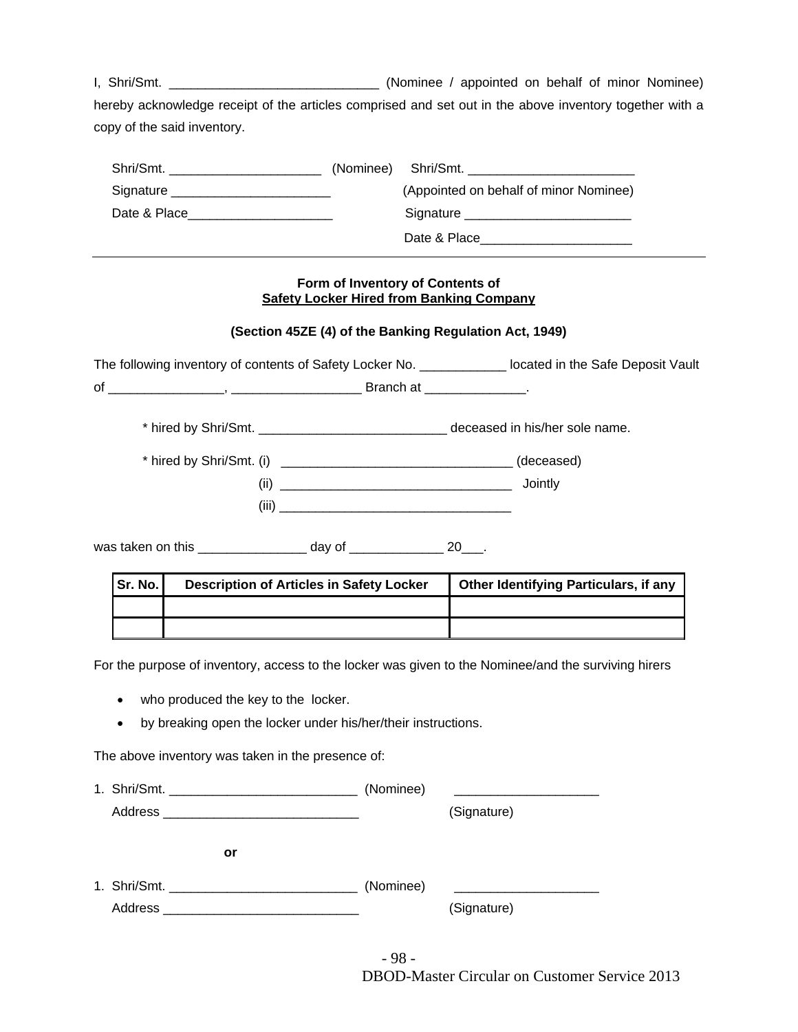I, Shri/Smt. _____________________________ (Nominee / appointed on behalf of minor Nominee) hereby acknowledge receipt of the articles comprised and set out in the above inventory together with a copy of the said inventory.

Shri/Smt. _____________________ (Nominee)
Signature ______________________
Date & Place____________________

Shri/Smt. _______________________
(Appointed on behalf of minor Nominee)
Signature _______________________
Date & Place_____________________

---

**Form of Inventory of Contents of**
**<u>Safety Locker Hired from Banking Company</u>**

**(Section 45ZE (4) of the Banking Regulation Act, 1949)**

The following inventory of contents of Safety Locker No. ____________ located in the Safe Deposit Vault of ________________, __________________ Branch at ______________.

\* hired by Shri/Smt. __________________________ deceased in his/her sole name.

\* hired by Shri/Smt. (i) ________________________________ (deceased)
(ii) ________________________________ Jointly
(iii) ________________________________

was taken on this _______________ day of _____________ 20___.

| Sr. No. | Description of Articles in Safety Locker | Other Identifying Particulars, if any |
|---|---|---|
| | | |
| | | |

For the purpose of inventory, access to the locker was given to the Nominee/and the surviving hirers

- who produced the key to the locker.
- by breaking open the locker under his/her/their instructions.

The above inventory was taken in the presence of:

1. Shri/Smt. __________________________ (Nominee) ____________________
   Address ___________________________ (Signature)

**or**

1. Shri/Smt. __________________________ (Nominee) ____________________
   Address ___________________________ (Signature)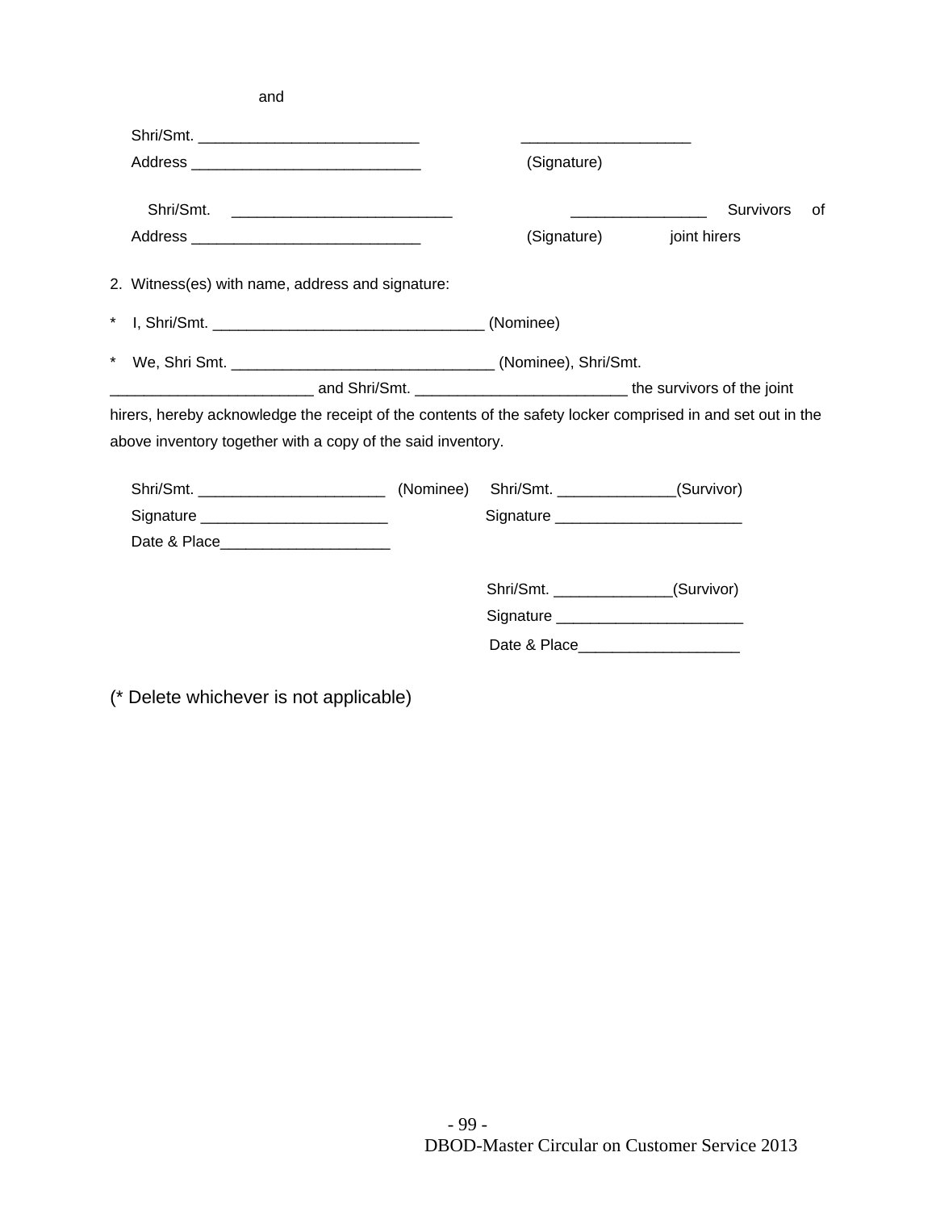and

Shri/Smt. __________________________ ____________________
Address ___________________________ (Signature)

Shri/Smt. __________________________ ________________ Survivors of
Address ___________________________ (Signature) joint hirers

2. Witness(es) with name, address and signature:

* I, Shri/Smt. ________________________________ (Nominee)

* We, Shri Smt. _______________________________ (Nominee), Shri/Smt. ________________________ and Shri/Smt. _________________________ the survivors of the joint hirers, hereby acknowledge the receipt of the contents of the safety locker comprised in and set out in the above inventory together with a copy of the said inventory.

Shri/Smt. ______________________ (Nominee)
Signature ______________________
Date & Place____________________

Shri/Smt. ______________(Survivor)
Signature ______________________

Shri/Smt. ______________(Survivor)
Signature ______________________
Date & Place___________________

(* Delete whichever is not applicable)